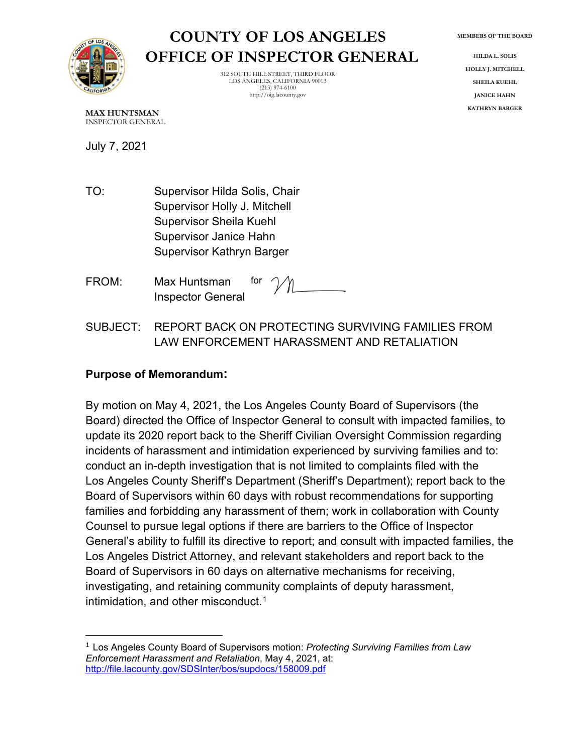# COUNTY OF LOS ANGELES
# OFFICE OF INSPECTOR GENERAL

312 SOUTH HILL STREET, THIRD FLOOR
LOS ANGELES, CALIFORNIA 90013
(213) 974-6100
http://oig.lacounty.gov

**MEMBERS OF THE BOARD**

HILDA L. SOLIS
HOLLY J. MITCHELL
SHEILA KUEHL
JANICE HAHN
KATHRYN BARGER

**MAX HUNTSMAN**
INSPECTOR GENERAL

July 7, 2021

TO: Supervisor Hilda Solis, Chair
Supervisor Holly J. Mitchell
Supervisor Sheila Kuehl
Supervisor Janice Hahn
Supervisor Kathryn Barger

FROM: Max Huntsman for
Inspector General

SUBJECT: REPORT BACK ON PROTECTING SURVIVING FAMILIES FROM LAW ENFORCEMENT HARASSMENT AND RETALIATION

**Purpose of Memorandum:**

By motion on May 4, 2021, the Los Angeles County Board of Supervisors (the Board) directed the Office of Inspector General to consult with impacted families, to update its 2020 report back to the Sheriff Civilian Oversight Commission regarding incidents of harassment and intimidation experienced by surviving families and to: conduct an in-depth investigation that is not limited to complaints filed with the Los Angeles County Sheriff's Department (Sheriff's Department); report back to the Board of Supervisors within 60 days with robust recommendations for supporting families and forbidding any harassment of them; work in collaboration with County Counsel to pursue legal options if there are barriers to the Office of Inspector General's ability to fulfill its directive to report; and consult with impacted families, the Los Angeles District Attorney, and relevant stakeholders and report back to the Board of Supervisors in 60 days on alternative mechanisms for receiving, investigating, and retaining community complaints of deputy harassment, intimidation, and other misconduct.[1]

---

[1] Los Angeles County Board of Supervisors motion: *Protecting Surviving Families from Law Enforcement Harassment and Retaliation*, May 4, 2021, at: http://file.lacounty.gov/SDSInter/bos/supdocs/158009.pdf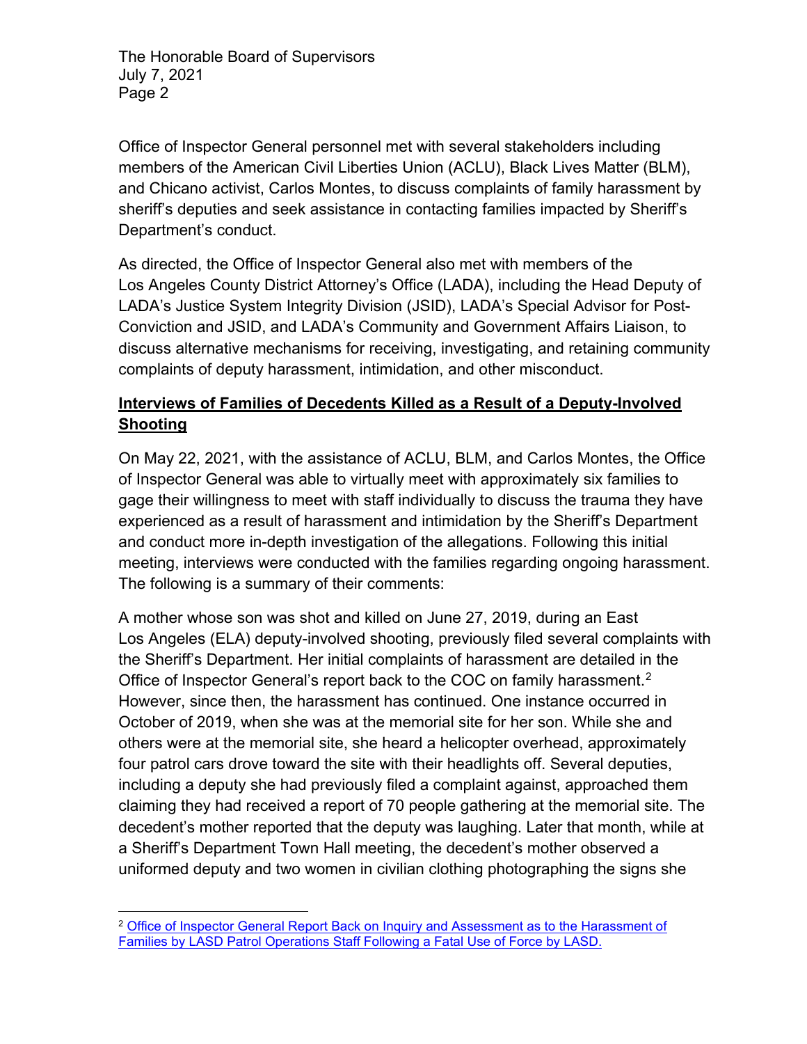Office of Inspector General personnel met with several stakeholders including members of the American Civil Liberties Union (ACLU), Black Lives Matter (BLM), and Chicano activist, Carlos Montes, to discuss complaints of family harassment by sheriff's deputies and seek assistance in contacting families impacted by Sheriff's Department's conduct.

As directed, the Office of Inspector General also met with members of the Los Angeles County District Attorney's Office (LADA), including the Head Deputy of LADA's Justice System Integrity Division (JSID), LADA's Special Advisor for Post-Conviction and JSID, and LADA's Community and Government Affairs Liaison, to discuss alternative mechanisms for receiving, investigating, and retaining community complaints of deputy harassment, intimidation, and other misconduct.

## Interviews of Families of Decedents Killed as a Result of a Deputy-Involved Shooting

On May 22, 2021, with the assistance of ACLU, BLM, and Carlos Montes, the Office of Inspector General was able to virtually meet with approximately six families to gage their willingness to meet with staff individually to discuss the trauma they have experienced as a result of harassment and intimidation by the Sheriff's Department and conduct more in-depth investigation of the allegations. Following this initial meeting, interviews were conducted with the families regarding ongoing harassment. The following is a summary of their comments:

A mother whose son was shot and killed on June 27, 2019, during an East Los Angeles (ELA) deputy-involved shooting, previously filed several complaints with the Sheriff's Department. Her initial complaints of harassment are detailed in the Office of Inspector General's report back to the COC on family harassment.[2] However, since then, the harassment has continued. One instance occurred in October of 2019, when she was at the memorial site for her son. While she and others were at the memorial site, she heard a helicopter overhead, approximately four patrol cars drove toward the site with their headlights off. Several deputies, including a deputy she had previously filed a complaint against, approached them claiming they had received a report of 70 people gathering at the memorial site. The decedent's mother reported that the deputy was laughing. Later that month, while at a Sheriff's Department Town Hall meeting, the decedent's mother observed a uniformed deputy and two women in civilian clothing photographing the signs she

[2] Office of Inspector General Report Back on Inquiry and Assessment as to the Harassment of Families by LASD Patrol Operations Staff Following a Fatal Use of Force by LASD.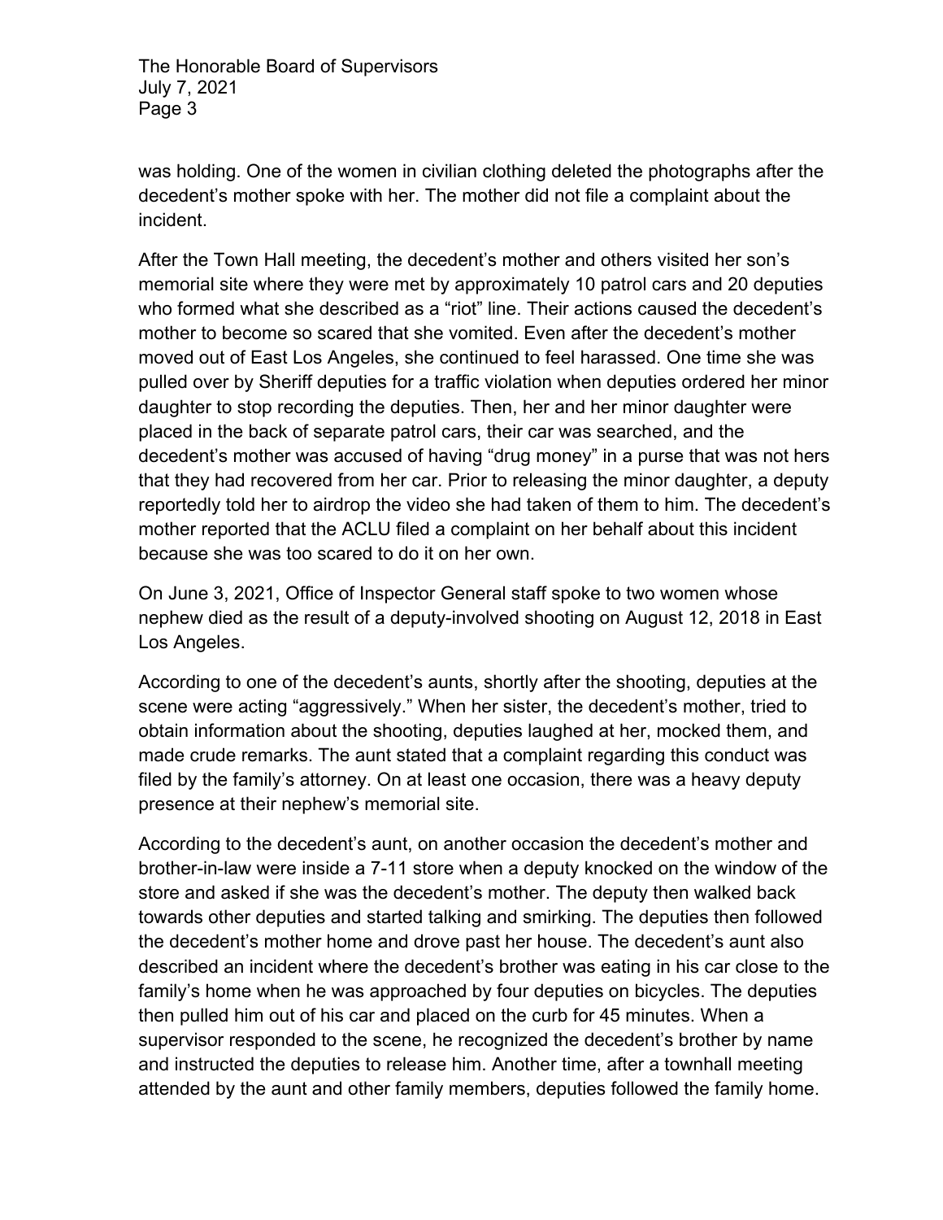was holding. One of the women in civilian clothing deleted the photographs after the decedent's mother spoke with her. The mother did not file a complaint about the incident.

After the Town Hall meeting, the decedent's mother and others visited her son's memorial site where they were met by approximately 10 patrol cars and 20 deputies who formed what she described as a "riot" line. Their actions caused the decedent's mother to become so scared that she vomited. Even after the decedent's mother moved out of East Los Angeles, she continued to feel harassed. One time she was pulled over by Sheriff deputies for a traffic violation when deputies ordered her minor daughter to stop recording the deputies. Then, her and her minor daughter were placed in the back of separate patrol cars, their car was searched, and the decedent's mother was accused of having "drug money" in a purse that was not hers that they had recovered from her car. Prior to releasing the minor daughter, a deputy reportedly told her to airdrop the video she had taken of them to him. The decedent's mother reported that the ACLU filed a complaint on her behalf about this incident because she was too scared to do it on her own.

On June 3, 2021, Office of Inspector General staff spoke to two women whose nephew died as the result of a deputy-involved shooting on August 12, 2018 in East Los Angeles.

According to one of the decedent's aunts, shortly after the shooting, deputies at the scene were acting "aggressively." When her sister, the decedent's mother, tried to obtain information about the shooting, deputies laughed at her, mocked them, and made crude remarks. The aunt stated that a complaint regarding this conduct was filed by the family's attorney. On at least one occasion, there was a heavy deputy presence at their nephew's memorial site.

According to the decedent's aunt, on another occasion the decedent's mother and brother-in-law were inside a 7-11 store when a deputy knocked on the window of the store and asked if she was the decedent's mother. The deputy then walked back towards other deputies and started talking and smirking. The deputies then followed the decedent's mother home and drove past her house. The decedent's aunt also described an incident where the decedent's brother was eating in his car close to the family's home when he was approached by four deputies on bicycles. The deputies then pulled him out of his car and placed on the curb for 45 minutes. When a supervisor responded to the scene, he recognized the decedent's brother by name and instructed the deputies to release him. Another time, after a townhall meeting attended by the aunt and other family members, deputies followed the family home.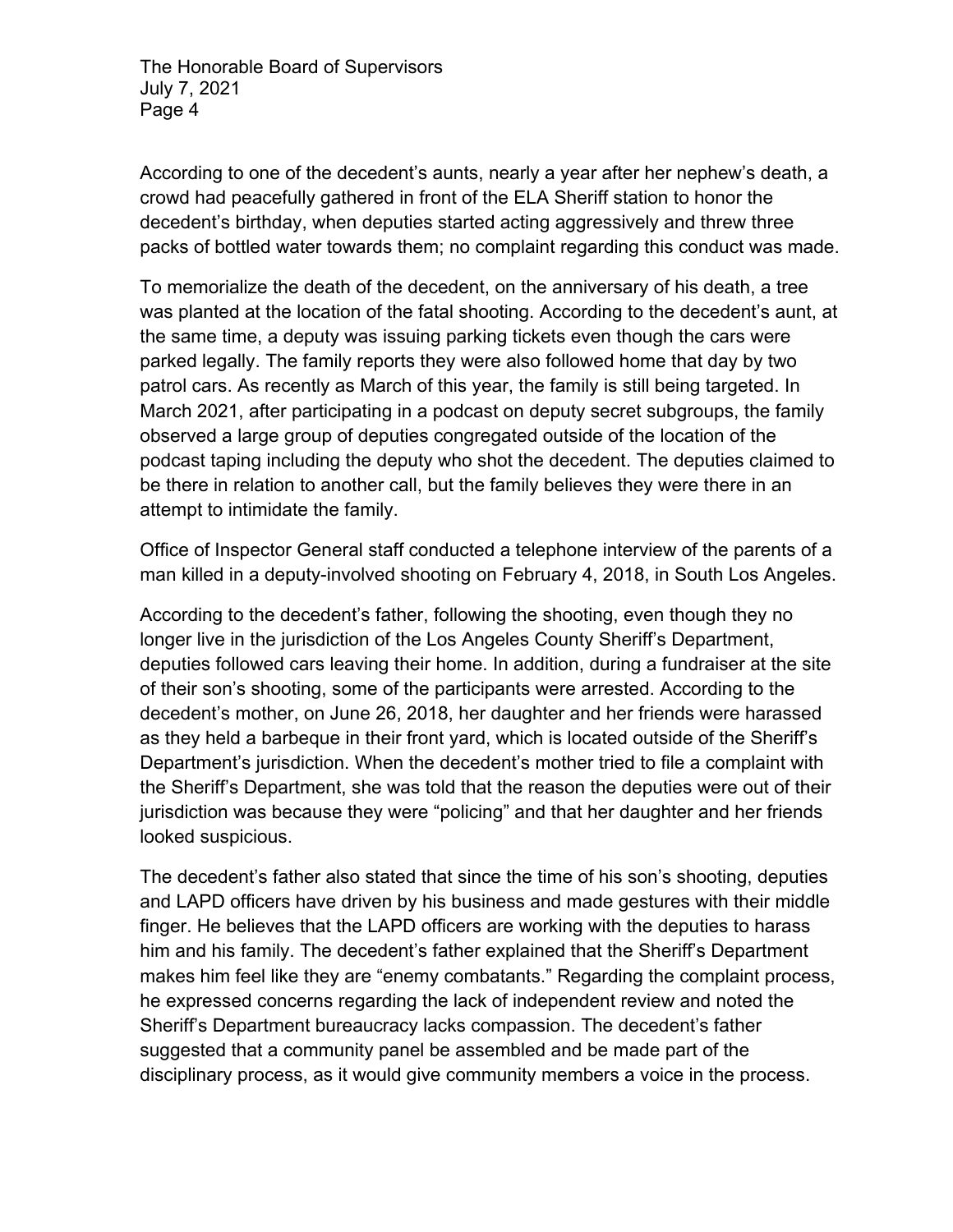According to one of the decedent's aunts, nearly a year after her nephew's death, a crowd had peacefully gathered in front of the ELA Sheriff station to honor the decedent's birthday, when deputies started acting aggressively and threw three packs of bottled water towards them; no complaint regarding this conduct was made.

To memorialize the death of the decedent, on the anniversary of his death, a tree was planted at the location of the fatal shooting. According to the decedent's aunt, at the same time, a deputy was issuing parking tickets even though the cars were parked legally. The family reports they were also followed home that day by two patrol cars. As recently as March of this year, the family is still being targeted. In March 2021, after participating in a podcast on deputy secret subgroups, the family observed a large group of deputies congregated outside of the location of the podcast taping including the deputy who shot the decedent. The deputies claimed to be there in relation to another call, but the family believes they were there in an attempt to intimidate the family.

Office of Inspector General staff conducted a telephone interview of the parents of a man killed in a deputy-involved shooting on February 4, 2018, in South Los Angeles.

According to the decedent's father, following the shooting, even though they no longer live in the jurisdiction of the Los Angeles County Sheriff's Department, deputies followed cars leaving their home. In addition, during a fundraiser at the site of their son's shooting, some of the participants were arrested. According to the decedent's mother, on June 26, 2018, her daughter and her friends were harassed as they held a barbeque in their front yard, which is located outside of the Sheriff's Department's jurisdiction. When the decedent's mother tried to file a complaint with the Sheriff's Department, she was told that the reason the deputies were out of their jurisdiction was because they were "policing" and that her daughter and her friends looked suspicious.

The decedent's father also stated that since the time of his son's shooting, deputies and LAPD officers have driven by his business and made gestures with their middle finger. He believes that the LAPD officers are working with the deputies to harass him and his family. The decedent's father explained that the Sheriff's Department makes him feel like they are "enemy combatants." Regarding the complaint process, he expressed concerns regarding the lack of independent review and noted the Sheriff's Department bureaucracy lacks compassion. The decedent's father suggested that a community panel be assembled and be made part of the disciplinary process, as it would give community members a voice in the process.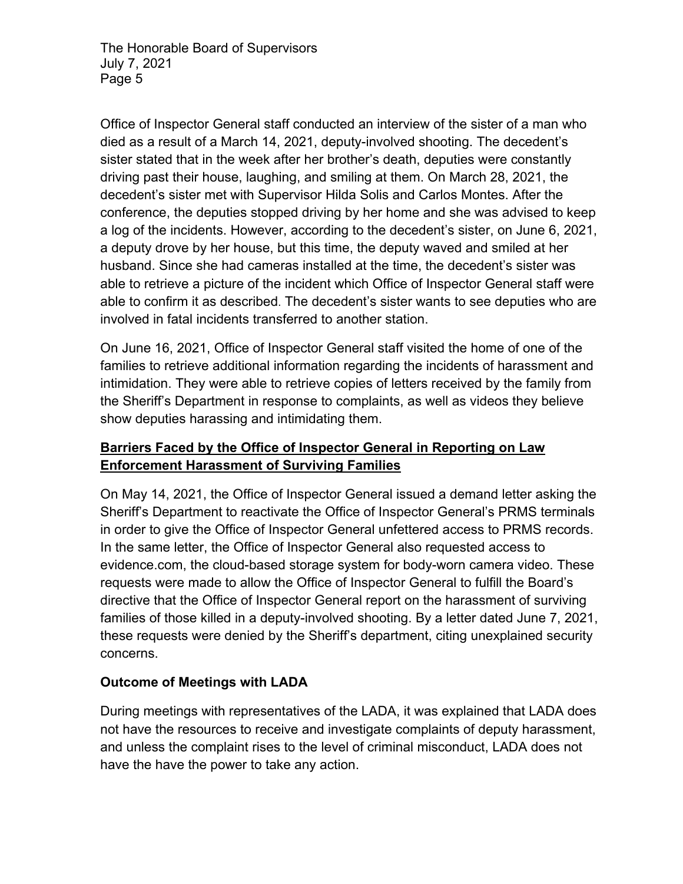Office of Inspector General staff conducted an interview of the sister of a man who died as a result of a March 14, 2021, deputy-involved shooting. The decedent's sister stated that in the week after her brother's death, deputies were constantly driving past their house, laughing, and smiling at them. On March 28, 2021, the decedent's sister met with Supervisor Hilda Solis and Carlos Montes. After the conference, the deputies stopped driving by her home and she was advised to keep a log of the incidents. However, according to the decedent's sister, on June 6, 2021, a deputy drove by her house, but this time, the deputy waved and smiled at her husband. Since she had cameras installed at the time, the decedent's sister was able to retrieve a picture of the incident which Office of Inspector General staff were able to confirm it as described. The decedent's sister wants to see deputies who are involved in fatal incidents transferred to another station.

On June 16, 2021, Office of Inspector General staff visited the home of one of the families to retrieve additional information regarding the incidents of harassment and intimidation. They were able to retrieve copies of letters received by the family from the Sheriff's Department in response to complaints, as well as videos they believe show deputies harassing and intimidating them.

## **Barriers Faced by the Office of Inspector General in Reporting on Law Enforcement Harassment of Surviving Families**

On May 14, 2021, the Office of Inspector General issued a demand letter asking the Sheriff's Department to reactivate the Office of Inspector General's PRMS terminals in order to give the Office of Inspector General unfettered access to PRMS records. In the same letter, the Office of Inspector General also requested access to evidence.com, the cloud-based storage system for body-worn camera video. These requests were made to allow the Office of Inspector General to fulfill the Board's directive that the Office of Inspector General report on the harassment of surviving families of those killed in a deputy-involved shooting. By a letter dated June 7, 2021, these requests were denied by the Sheriff's department, citing unexplained security concerns.

## **Outcome of Meetings with LADA**

During meetings with representatives of the LADA, it was explained that LADA does not have the resources to receive and investigate complaints of deputy harassment, and unless the complaint rises to the level of criminal misconduct, LADA does not have the have the power to take any action.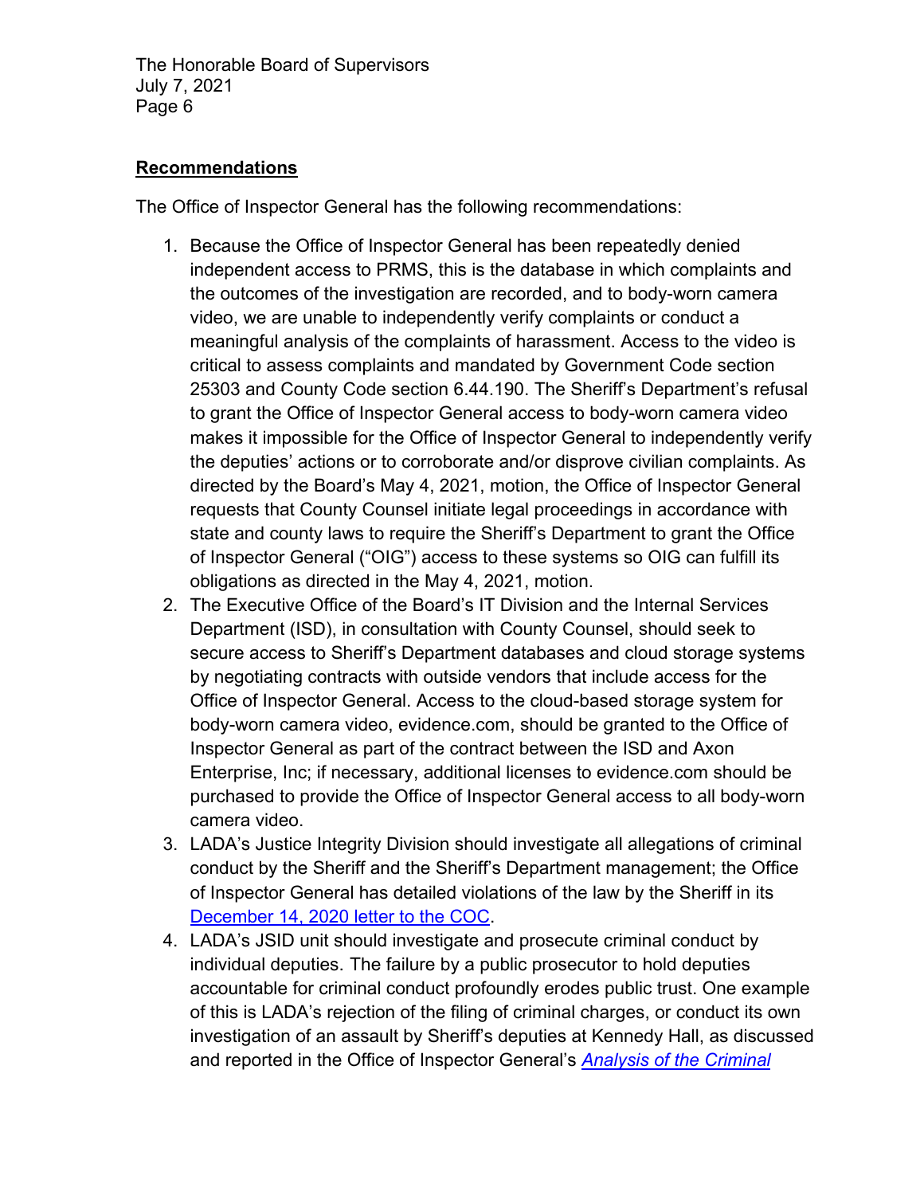## Recommendations

The Office of Inspector General has the following recommendations:

1. Because the Office of Inspector General has been repeatedly denied independent access to PRMS, this is the database in which complaints and the outcomes of the investigation are recorded, and to body-worn camera video, we are unable to independently verify complaints or conduct a meaningful analysis of the complaints of harassment. Access to the video is critical to assess complaints and mandated by Government Code section 25303 and County Code section 6.44.190. The Sheriff's Department's refusal to grant the Office of Inspector General access to body-worn camera video makes it impossible for the Office of Inspector General to independently verify the deputies' actions or to corroborate and/or disprove civilian complaints. As directed by the Board's May 4, 2021, motion, the Office of Inspector General requests that County Counsel initiate legal proceedings in accordance with state and county laws to require the Sheriff's Department to grant the Office of Inspector General ("OIG") access to these systems so OIG can fulfill its obligations as directed in the May 4, 2021, motion.
2. The Executive Office of the Board's IT Division and the Internal Services Department (ISD), in consultation with County Counsel, should seek to secure access to Sheriff's Department databases and cloud storage systems by negotiating contracts with outside vendors that include access for the Office of Inspector General. Access to the cloud-based storage system for body-worn camera video, evidence.com, should be granted to the Office of Inspector General as part of the contract between the ISD and Axon Enterprise, Inc; if necessary, additional licenses to evidence.com should be purchased to provide the Office of Inspector General access to all body-worn camera video.
3. LADA's Justice Integrity Division should investigate all allegations of criminal conduct by the Sheriff and the Sheriff's Department management; the Office of Inspector General has detailed violations of the law by the Sheriff in its December 14, 2020 letter to the COC.
4. LADA's JSID unit should investigate and prosecute criminal conduct by individual deputies. The failure by a public prosecutor to hold deputies accountable for criminal conduct profoundly erodes public trust. One example of this is LADA's rejection of the filing of criminal charges, or conduct its own investigation of an assault by Sheriff's deputies at Kennedy Hall, as discussed and reported in the Office of Inspector General's *Analysis of the Criminal*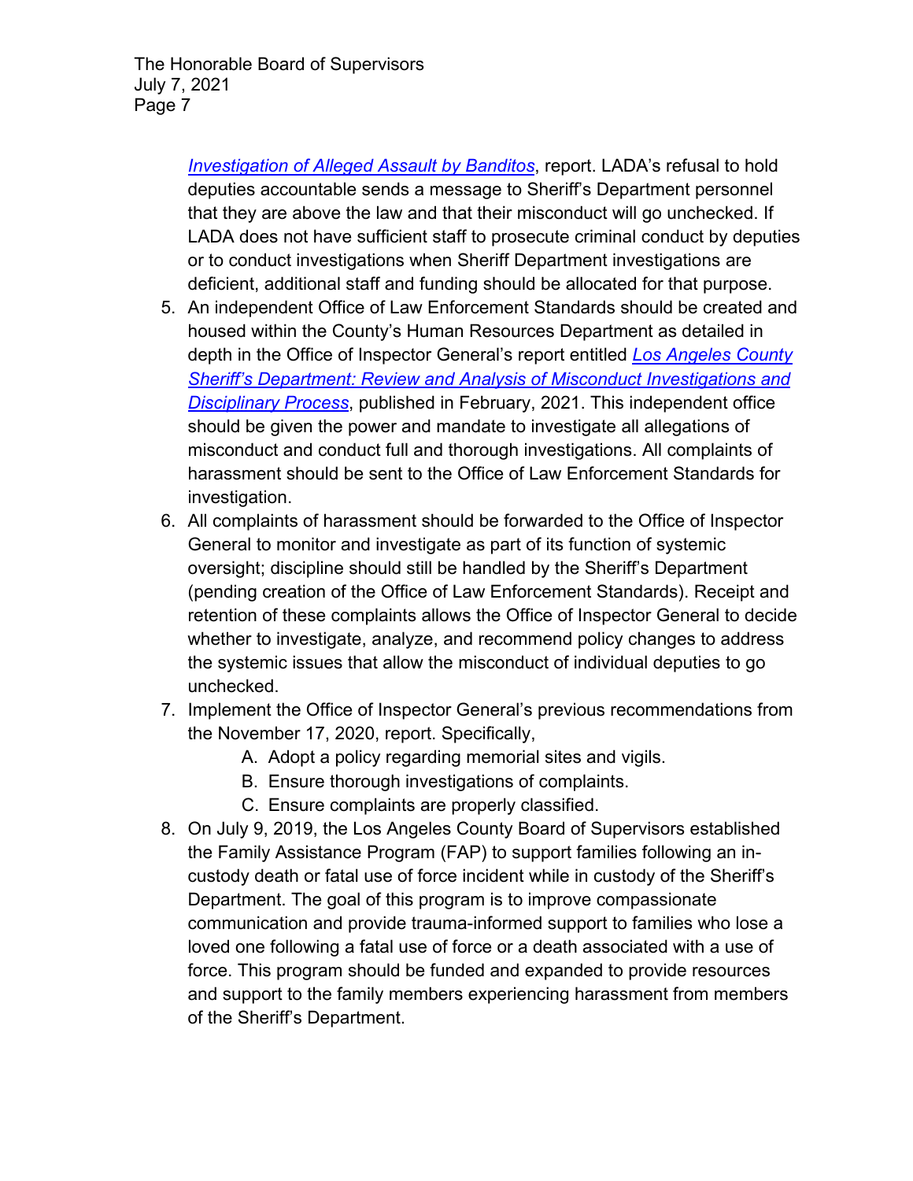*Investigation of Alleged Assault by Banditos*, report. LADA's refusal to hold deputies accountable sends a message to Sheriff's Department personnel that they are above the law and that their misconduct will go unchecked. If LADA does not have sufficient staff to prosecute criminal conduct by deputies or to conduct investigations when Sheriff Department investigations are deficient, additional staff and funding should be allocated for that purpose.

5. An independent Office of Law Enforcement Standards should be created and housed within the County's Human Resources Department as detailed in depth in the Office of Inspector General's report entitled *Los Angeles County Sheriff's Department: Review and Analysis of Misconduct Investigations and Disciplinary Process*, published in February, 2021. This independent office should be given the power and mandate to investigate all allegations of misconduct and conduct full and thorough investigations. All complaints of harassment should be sent to the Office of Law Enforcement Standards for investigation.
6. All complaints of harassment should be forwarded to the Office of Inspector General to monitor and investigate as part of its function of systemic oversight; discipline should still be handled by the Sheriff's Department (pending creation of the Office of Law Enforcement Standards). Receipt and retention of these complaints allows the Office of Inspector General to decide whether to investigate, analyze, and recommend policy changes to address the systemic issues that allow the misconduct of individual deputies to go unchecked.
7. Implement the Office of Inspector General's previous recommendations from the November 17, 2020, report. Specifically,
   A. Adopt a policy regarding memorial sites and vigils.
   B. Ensure thorough investigations of complaints.
   C. Ensure complaints are properly classified.
8. On July 9, 2019, the Los Angeles County Board of Supervisors established the Family Assistance Program (FAP) to support families following an in-custody death or fatal use of force incident while in custody of the Sheriff's Department. The goal of this program is to improve compassionate communication and provide trauma-informed support to families who lose a loved one following a fatal use of force or a death associated with a use of force. This program should be funded and expanded to provide resources and support to the family members experiencing harassment from members of the Sheriff's Department.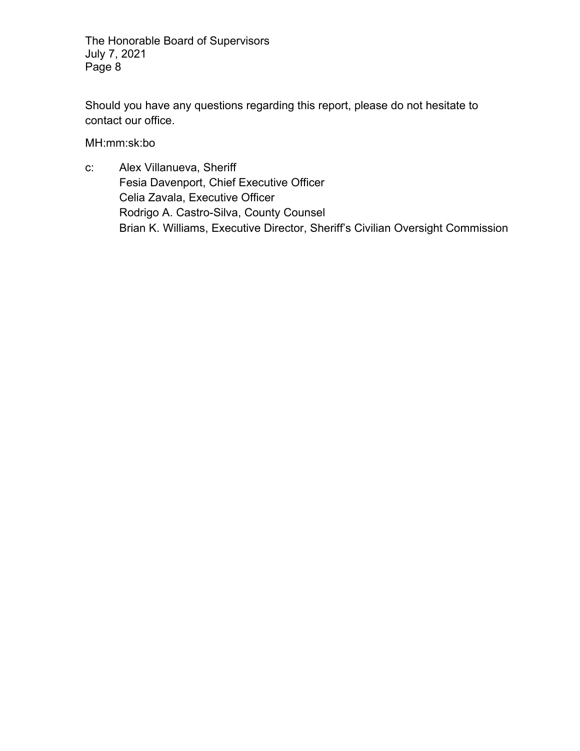Should you have any questions regarding this report, please do not hesitate to contact our office.

MH:mm:sk:bo

c: Alex Villanueva, Sheriff
Fesia Davenport, Chief Executive Officer
Celia Zavala, Executive Officer
Rodrigo A. Castro-Silva, County Counsel
Brian K. Williams, Executive Director, Sheriff's Civilian Oversight Commission